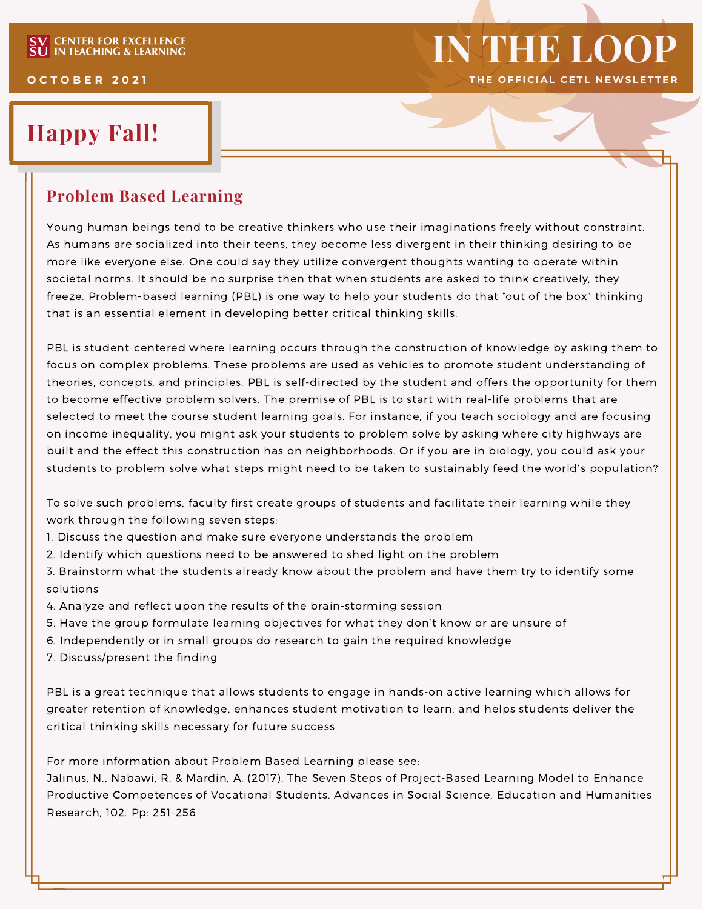SVSU CENTER FOR EXCELLENCE IN TEACHING & LEARNING

OCTOBER 2021

# IN THE LOOP

THE OFFICIAL CETL NEWSLETTER

## Happy Fall!

### Problem Based Learning

Young human beings tend to be creative thinkers who use their imaginations freely without constraint. As humans are socialized into their teens, they become less divergent in their thinking desiring to be more like everyone else. One could say they utilize convergent thoughts wanting to operate within societal norms. It should be no surprise then that when students are asked to think creatively, they freeze. Problem-based learning (PBL) is one way to help your students do that "out of the box" thinking that is an essential element in developing better critical thinking skills.

PBL is student-centered where learning occurs through the construction of knowledge by asking them to focus on complex problems. These problems are used as vehicles to promote student understanding of theories, concepts, and principles. PBL is self-directed by the student and offers the opportunity for them to become effective problem solvers. The premise of PBL is to start with real-life problems that are selected to meet the course student learning goals. For instance, if you teach sociology and are focusing on income inequality, you might ask your students to problem solve by asking where city highways are built and the effect this construction has on neighborhoods. Or if you are in biology, you could ask your students to problem solve what steps might need to be taken to sustainably feed the world's population?

To solve such problems, faculty first create groups of students and facilitate their learning while they work through the following seven steps:

1. Discuss the question and make sure everyone understands the problem
2. Identify which questions need to be answered to shed light on the problem
3. Brainstorm what the students already know about the problem and have them try to identify some solutions
4. Analyze and reflect upon the results of the brain-storming session
5. Have the group formulate learning objectives for what they don't know or are unsure of
6. Independently or in small groups do research to gain the required knowledge
7. Discuss/present the finding

PBL is a great technique that allows students to engage in hands-on active learning which allows for greater retention of knowledge, enhances student motivation to learn, and helps students deliver the critical thinking skills necessary for future success.

For more information about Problem Based Learning please see:
Jalinus, N., Nabawi, R. & Mardin, A. (2017). The Seven Steps of Project-Based Learning Model to Enhance Productive Competences of Vocational Students. Advances in Social Science, Education and Humanities Research, 102. Pp: 251-256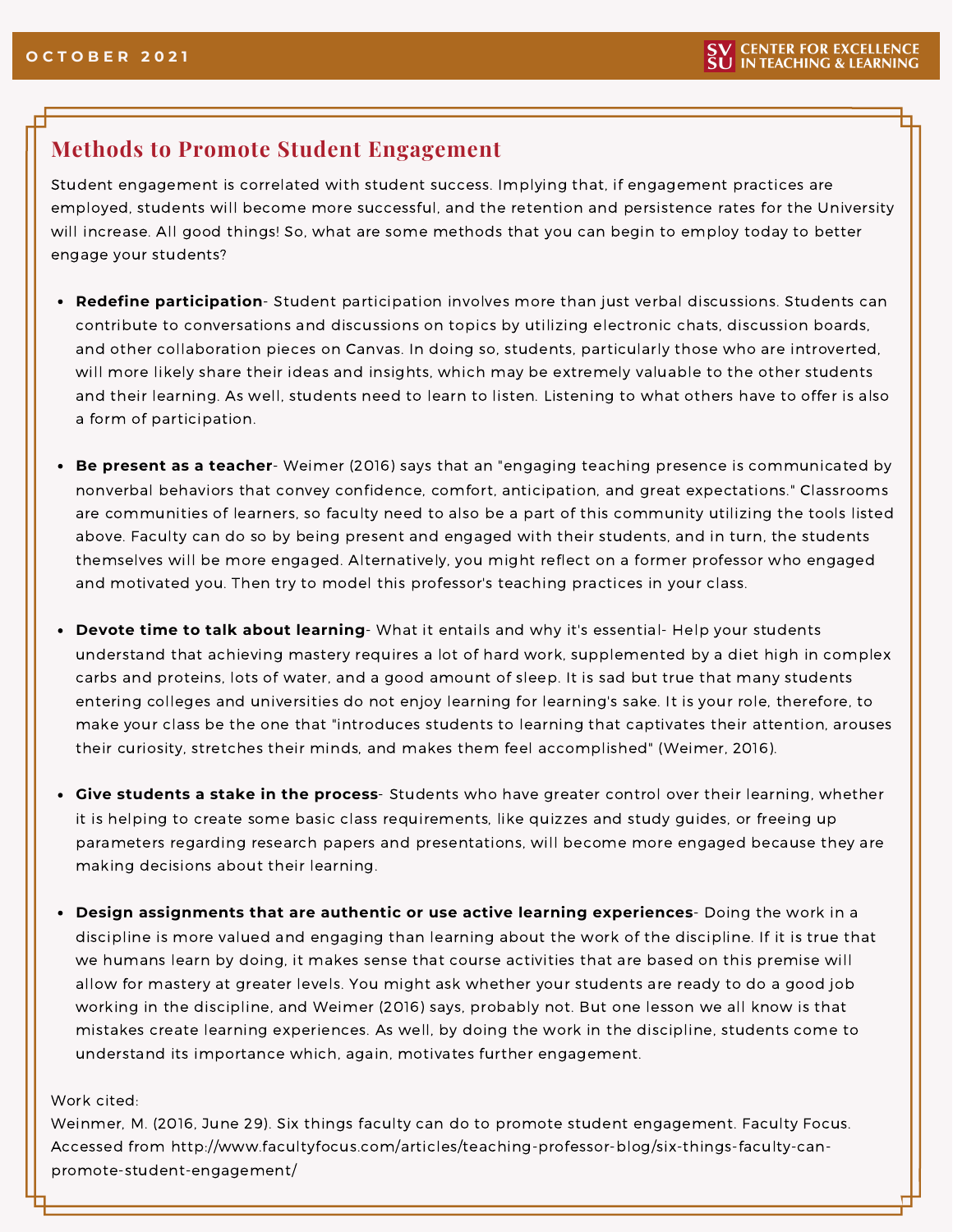## Methods to Promote Student Engagement

Student engagement is correlated with student success. Implying that, if engagement practices are employed, students will become more successful, and the retention and persistence rates for the University will increase. All good things! So, what are some methods that you can begin to employ today to better engage your students?

- **Redefine participation**- Student participation involves more than just verbal discussions. Students can contribute to conversations and discussions on topics by utilizing electronic chats, discussion boards, and other collaboration pieces on Canvas. In doing so, students, particularly those who are introverted, will more likely share their ideas and insights, which may be extremely valuable to the other students and their learning. As well, students need to learn to listen. Listening to what others have to offer is also a form of participation.

- **Be present as a teacher**- Weimer (2016) says that an "engaging teaching presence is communicated by nonverbal behaviors that convey confidence, comfort, anticipation, and great expectations." Classrooms are communities of learners, so faculty need to also be a part of this community utilizing the tools listed above. Faculty can do so by being present and engaged with their students, and in turn, the students themselves will be more engaged. Alternatively, you might reflect on a former professor who engaged and motivated you. Then try to model this professor's teaching practices in your class.

- **Devote time to talk about learning**- What it entails and why it's essential- Help your students understand that achieving mastery requires a lot of hard work, supplemented by a diet high in complex carbs and proteins, lots of water, and a good amount of sleep. It is sad but true that many students entering colleges and universities do not enjoy learning for learning's sake. It is your role, therefore, to make your class be the one that "introduces students to learning that captivates their attention, arouses their curiosity, stretches their minds, and makes them feel accomplished" (Weimer, 2016).

- **Give students a stake in the process**- Students who have greater control over their learning, whether it is helping to create some basic class requirements, like quizzes and study guides, or freeing up parameters regarding research papers and presentations, will become more engaged because they are making decisions about their learning.

- **Design assignments that are authentic or use active learning experiences**- Doing the work in a discipline is more valued and engaging than learning about the work of the discipline. If it is true that we humans learn by doing, it makes sense that course activities that are based on this premise will allow for mastery at greater levels. You might ask whether your students are ready to do a good job working in the discipline, and Weimer (2016) says, probably not. But one lesson we all know is that mistakes create learning experiences. As well, by doing the work in the discipline, students come to understand its importance which, again, motivates further engagement.

Work cited:
Weinmer, M. (2016, June 29). Six things faculty can do to promote student engagement. Faculty Focus. Accessed from http://www.facultyfocus.com/articles/teaching-professor-blog/six-things-faculty-can-promote-student-engagement/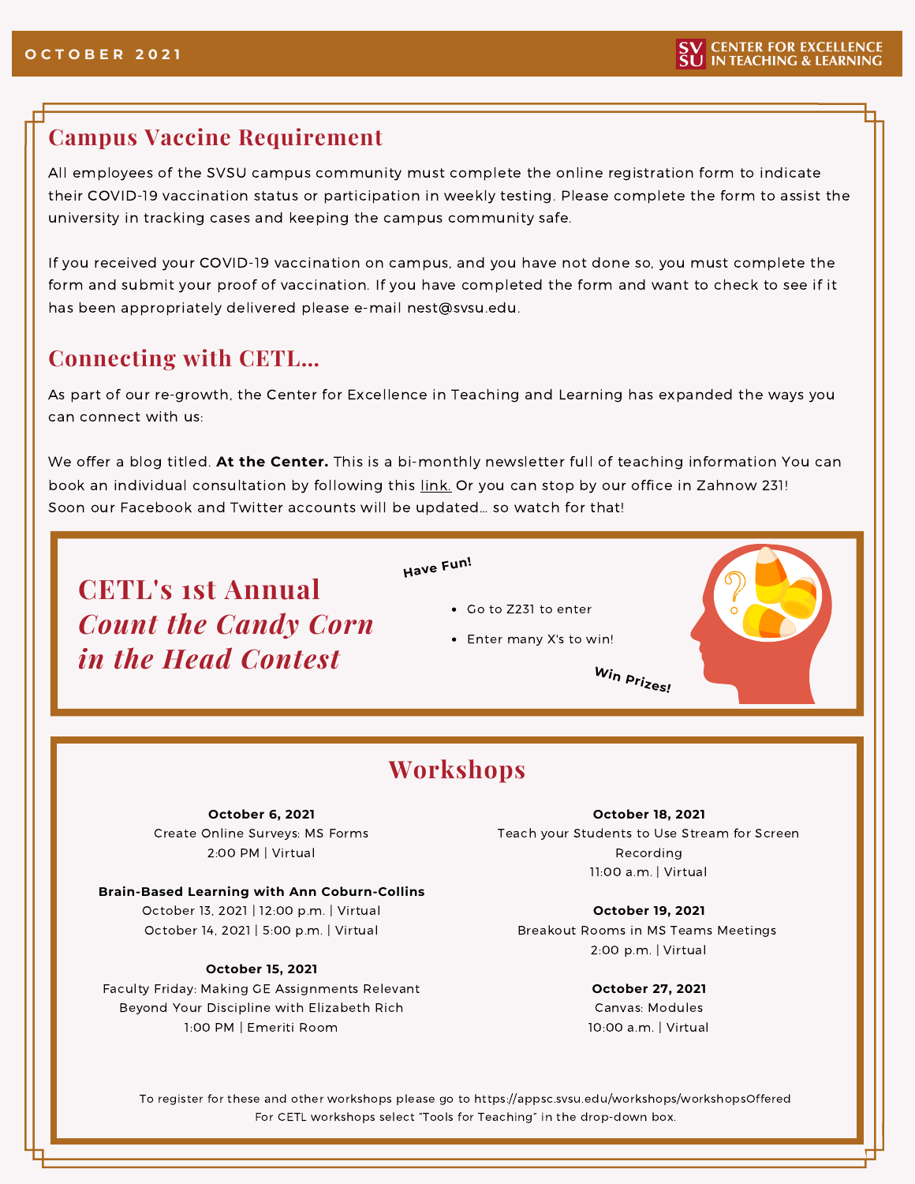OCTOBER 2021

## Campus Vaccine Requirement

All employees of the SVSU campus community must complete the online registration form to indicate their COVID-19 vaccination status or participation in weekly testing. Please complete the form to assist the university in tracking cases and keeping the campus community safe.

If you received your COVID-19 vaccination on campus, and you have not done so, you must complete the form and submit your proof of vaccination. If you have completed the form and want to check to see if it has been appropriately delivered please e-mail nest@svsu.edu.

## Connecting with CETL...

As part of our re-growth, the Center for Excellence in Teaching and Learning has expanded the ways you can connect with us:

We offer a blog titled. **At the Center.** This is a bi-monthly newsletter full of teaching information You can book an individual consultation by following this link. Or you can stop by our office in Zahnow 231! Soon our Facebook and Twitter accounts will be updated... so watch for that!

## CETL's 1st Annual *Count the Candy Corn in the Head Contest*

Have Fun!

- Go to Z231 to enter
- Enter many X's to win!

Win Prizes!

## Workshops

**October 6, 2021**
Create Online Surveys: MS Forms
2:00 PM | Virtual

**Brain-Based Learning with Ann Coburn-Collins**
October 13, 2021 | 12:00 p.m. | Virtual
October 14, 2021 | 5:00 p.m. | Virtual

**October 15, 2021**
Faculty Friday: Making GE Assignments Relevant Beyond Your Discipline with Elizabeth Rich
1:00 PM | Emeriti Room

**October 18, 2021**
Teach your Students to Use Stream for Screen Recording
11:00 a.m. | Virtual

**October 19, 2021**
Breakout Rooms in MS Teams Meetings
2:00 p.m. | Virtual

**October 27, 2021**
Canvas: Modules
10:00 a.m. | Virtual

To register for these and other workshops please go to https://appsc.svsu.edu/workshops/workshopsOffered
For CETL workshops select "Tools for Teaching" in the drop-down box.